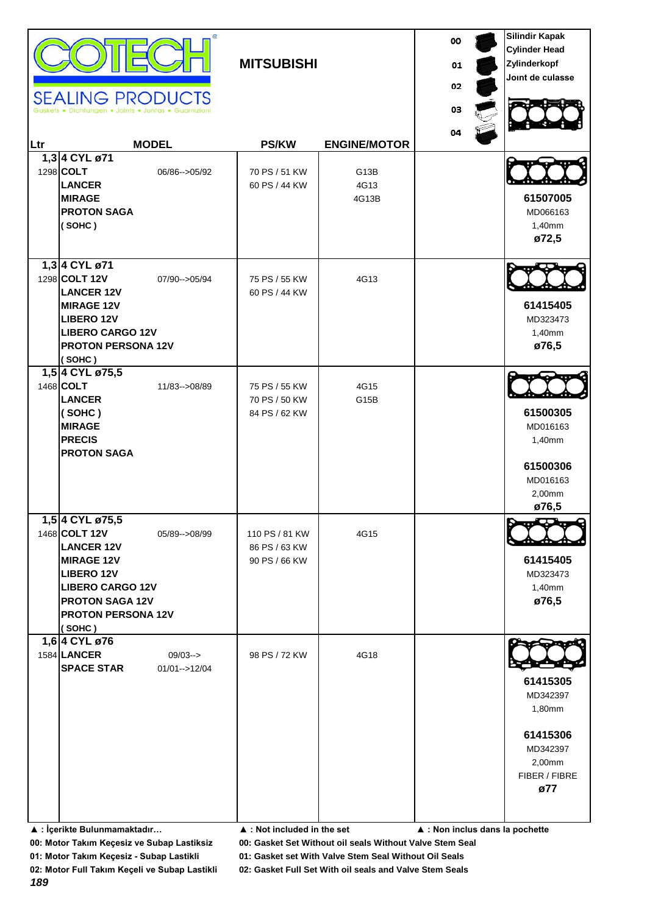**COTECH** SEALING PRODUCTS
Gaskets • Dichtungen • Joints • Juntas • Guarnizioni

## MITSUBISHI

00
01
02
03
04

Silindir Kapak
Cylinder Head
Zylinderkopf
Joınt de culasse

| Ltr | MODEL | | PS/KW | ENGINE/MOTOR | | |
|---|---|---|---|---|---|---|
| 1,3 | 4 CYL ø71 | | | | | |
| 1298 | **COLT** | 06/86-->05/92 | 70 PS / 51 KW | G13B | | **61507005** |
| | **LANCER** | | 60 PS / 44 KW | 4G13 | | MD066163 |
| | **MIRAGE** | | | 4G13B | | 1,40mm |
| | **PROTON SAGA** | | | | | **ø72,5** |
| | **( SOHC )** | | | | | |
| 1,3 | 4 CYL ø71 | | | | | |
| 1298 | **COLT 12V** | 07/90-->05/94 | 75 PS / 55 KW | 4G13 | | **61415405** |
| | **LANCER 12V** | | 60 PS / 44 KW | | | MD323473 |
| | **MIRAGE 12V** | | | | | 1,40mm |
| | **LIBERO 12V** | | | | | **ø76,5** |
| | **LIBERO CARGO 12V** | | | | | |
| | **PROTON PERSONA 12V** | | | | | |
| | **( SOHC )** | | | | | |
| 1,5 | 4 CYL ø75,5 | | | | | |
| 1468 | **COLT** | 11/83-->08/89 | 75 PS / 55 KW | 4G15 | | **61500305** |
| | **LANCER** | | 70 PS / 50 KW | G15B | | MD016163 |
| | **( SOHC )** | | 84 PS / 62 KW | | | 1,40mm |
| | **MIRAGE** | | | | | **61500306** |
| | **PRECIS** | | | | | MD016163 |
| | **PROTON SAGA** | | | | | 2,00mm |
| | | | | | | **ø76,5** |
| 1,5 | 4 CYL ø75,5 | | | | | |
| 1468 | **COLT 12V** | 05/89-->08/99 | 110 PS / 81 KW | 4G15 | | **61415405** |
| | **LANCER 12V** | | 86 PS / 63 KW | | | MD323473 |
| | **MIRAGE 12V** | | 90 PS / 66 KW | | | 1,40mm |
| | **LIBERO 12V** | | | | | **ø76,5** |
| | **LIBERO CARGO 12V** | | | | | |
| | **PROTON SAGA 12V** | | | | | |
| | **PROTON PERSONA 12V** | | | | | |
| | **( SOHC )** | | | | | |
| 1,6 | 4 CYL ø76 | | | | | |
| 1584 | **LANCER** | 09/03--> | 98 PS / 72 KW | 4G18 | | **61415305** |
| | **SPACE STAR** | 01/01-->12/04 | | | | MD342397 |
| | | | | | | 1,80mm |
| | | | | | | **61415306** |
| | | | | | | MD342397 |
| | | | | | | 2,00mm |
| | | | | | | FIBER / FIBRE |
| | | | | | | **ø77** |

**▲ : İçerikte Bulunmamaktadır…** | **▲ : Not included in the set** | **▲ : Non inclus dans la pochette**

**00: Motor Takım Keçesiz ve Subap Lastiksiz** | **00: Gasket Set Without oil seals Without Valve Stem Seal**

**01: Motor Takım Keçesiz - Subap Lastikli** | **01: Gasket set With Valve Stem Seal Without Oil Seals**

**02: Motor Full Takım Keçeli ve Subap Lastikli** | **02: Gasket Full Set With oil seals and Valve Stem Seals**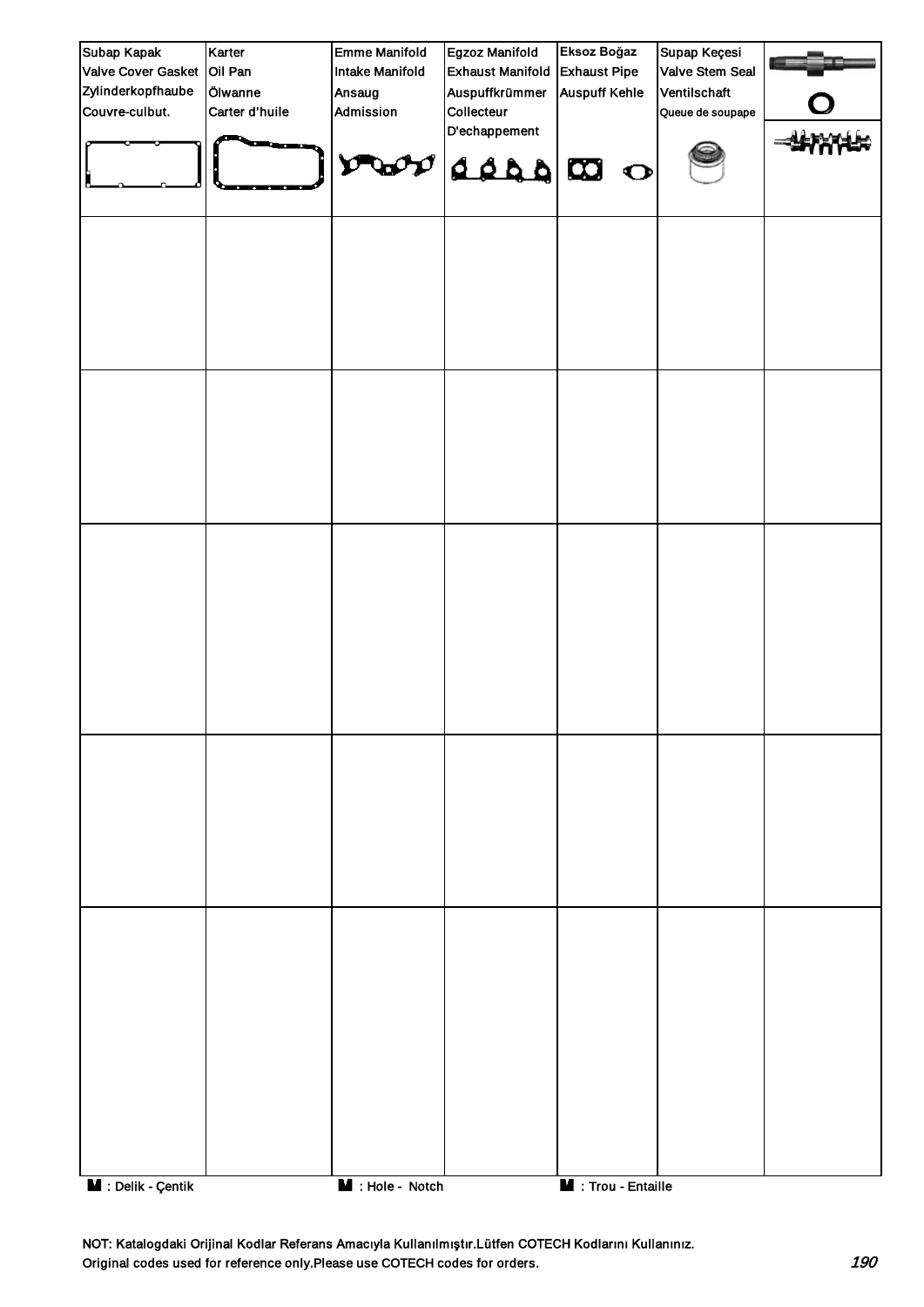| Subap Kapak<br>Valve Cover Gasket<br>Zylinderkopfhaube<br>Couvre-culbut. | Karter<br>Oil Pan<br>Ölwanne<br>Carter d'huile | Emme Manifold<br>Intake Manifold<br>Ansaug<br>Admission | Egzoz Manifold<br>Exhaust Manifold<br>Auspuffkrümmer<br>Collecteur<br>D'echappement | Eksoz Boğaz<br>Exhaust Pipe<br>Auspuff Kehle | Supap Keçesi<br>Valve Stem Seal<br>Ventilschaft<br>Queue de soupape | |
|---|---|---|---|---|---|---|
| | | | | | | |
| | | | | | | |
| | | | | | | |
| | | | | | | |
| | | | | | | |

: Delik - Çentik    : Hole - Notch    : Trou - Entaille

NOT: Katalogdaki Orijinal Kodlar Referans Amacıyla Kullanılmıştır.Lütfen COTECH Kodlarını Kullanınız.
Original codes used for reference only.Please use COTECH codes for orders.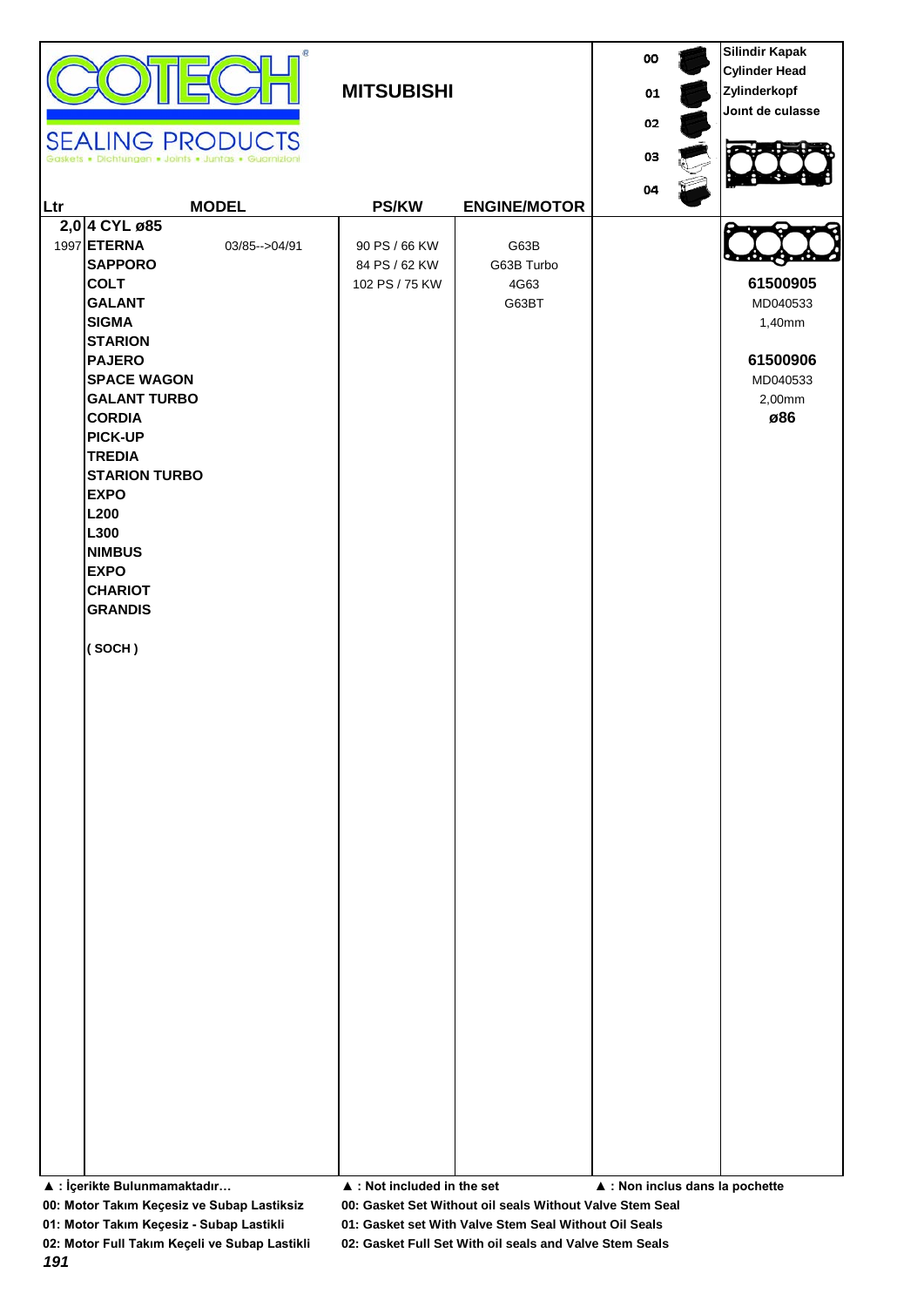**COTECH** SEALING PRODUCTS
Gaskets • Dichtungen • Joints • Juntas • Guarnizioni

## MITSUBISHI

00 / 01 / 02 / 03 / 04

**Silindir Kapak**
**Cylinder Head**
**Zylinderkopf**
**Joınt de culasse**

| Ltr | MODEL | | PS/KW | ENGINE/MOTOR | | |
|---|---|---|---|---|---|---|
| **2,0** | **4 CYL ø85** | | | | | |
| 1997 | **ETERNA** | 03/85-->04/91 | 90 PS / 66 KW | G63B | | |
| | **SAPPORO** | | 84 PS / 62 KW | G63B Turbo | | |
| | **COLT** | | 102 PS / 75 KW | 4G63 | | **61500905** |
| | **GALANT** | | | G63BT | | MD040533 |
| | **SIGMA** | | | | | 1,40mm |
| | **STARION** | | | | | |
| | **PAJERO** | | | | | **61500906** |
| | **SPACE WAGON** | | | | | MD040533 |
| | **GALANT TURBO** | | | | | 2,00mm |
| | **CORDIA** | | | | | **ø86** |
| | **PICK-UP** | | | | | |
| | **TREDIA** | | | | | |
| | **STARION TURBO** | | | | | |
| | **EXPO** | | | | | |
| | **L200** | | | | | |
| | **L300** | | | | | |
| | **NIMBUS** | | | | | |
| | **EXPO** | | | | | |
| | **CHARIOT** | | | | | |
| | **GRANDIS** | | | | | |
| | | | | | | |
| | **( SOCH )** | | | | | |

▲ : İçerikte Bulunmamaktadır… ▲ : Not included in the set ▲ : Non inclus dans la pochette

00: Motor Takım Keçesiz ve Subap Lastiksiz — 00: Gasket Set Without oil seals Without Valve Stem Seal
01: Motor Takım Keçesiz - Subap Lastikli — 01: Gasket set With Valve Stem Seal Without Oil Seals
02: Motor Full Takım Keçeli ve Subap Lastikli — 02: Gasket Full Set With oil seals and Valve Stem Seals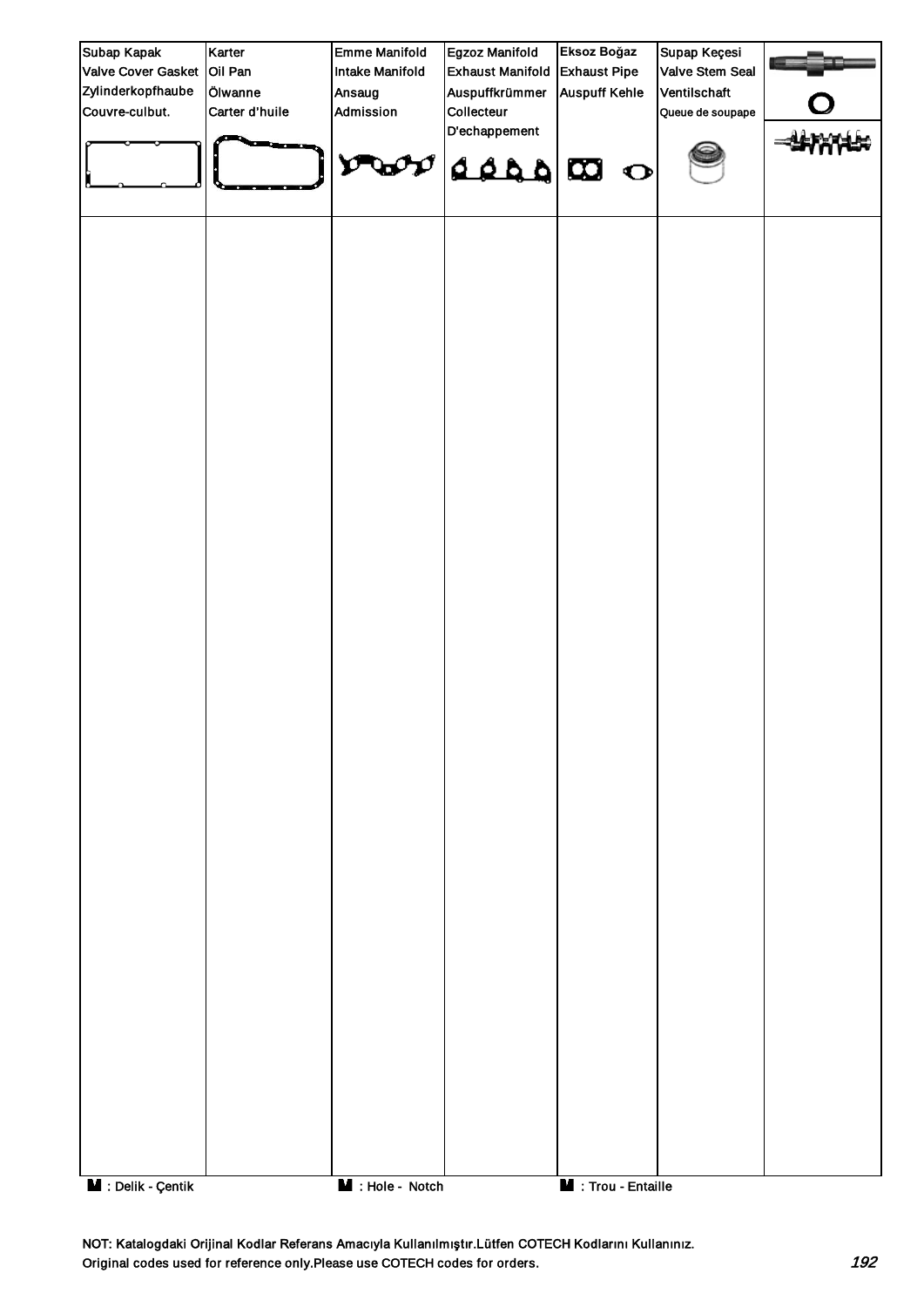| Subap Kapak<br>Valve Cover Gasket<br>Zylinderkopfhaube<br>Couvre-culbut. | Karter<br>Oil Pan<br>Ölwanne<br>Carter d'huile | Emme Manifold<br>Intake Manifold<br>Ansaug<br>Admission | Egzoz Manifold<br>Exhaust Manifold<br>Auspuffkrümmer<br>Collecteur<br>D'echappement | Eksoz Boğaz<br>Exhaust Pipe<br>Auspuff Kehle | Supap Keçesi<br>Valve Stem Seal<br>Ventilschaft<br>Queue de soupape | |
|---|---|---|---|---|---|---|
| | | | | | | |

: Delik - Çentik　　: Hole - Notch　　: Trou - Entaille

NOT: Katalogdaki Orijinal Kodlar Referans Amacıyla Kullanılmıştır.Lütfen COTECH Kodlarını Kullanınız.
Original codes used for reference only.Please use COTECH codes for orders.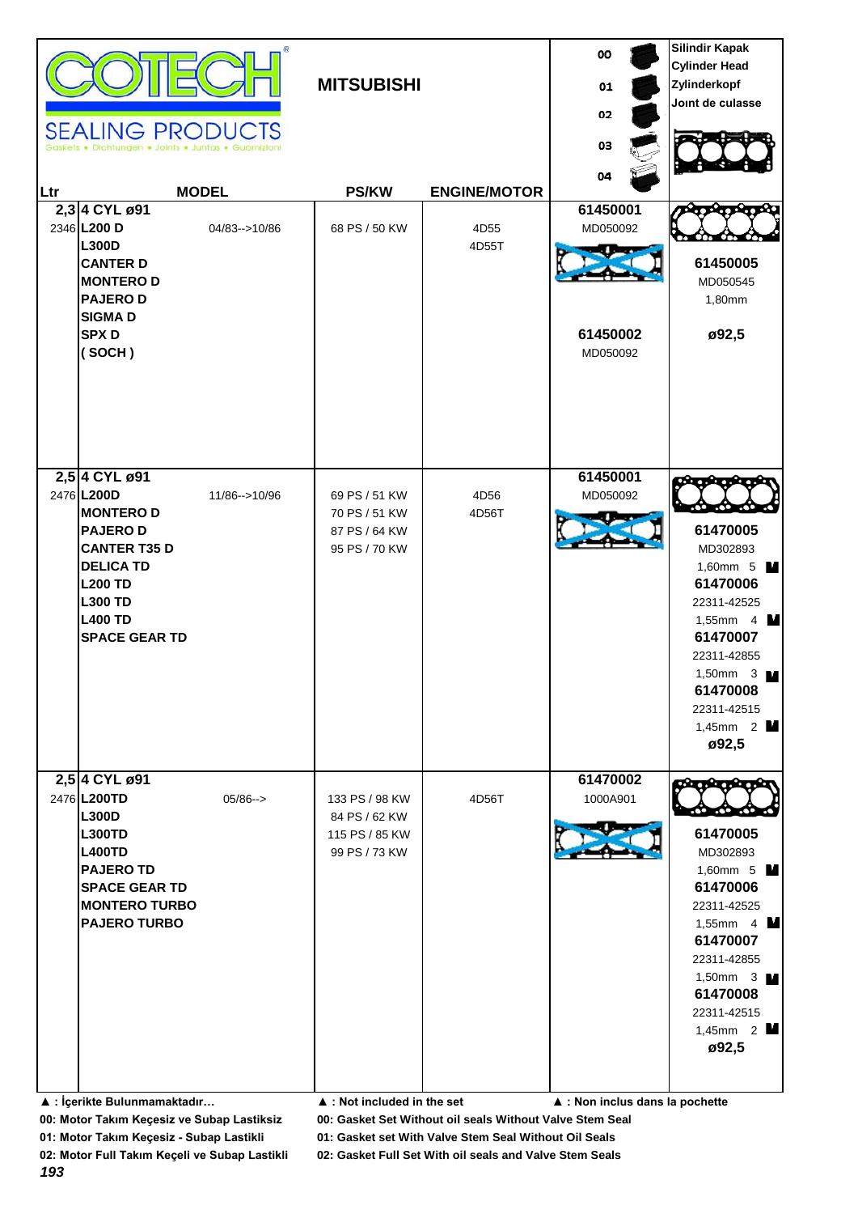**COTECH SEALING PRODUCTS**
Gaskets • Dichtungen • Joints • Juntas • Guarnizioni

## MITSUBISHI

00 / 01 / 02 / 03 / 04

Silindir Kapak
Cylinder Head
Zylinderkopf
Joınt de culasse

| Ltr | MODEL | | PS/KW | ENGINE/MOTOR | | |
|---|---|---|---|---|---|---|
| 2,3 | 4 CYL ø91 | | | | 61450001 | |
| 2346 | L200 D | 04/83-->10/86 | 68 PS / 50 KW | 4D55 | MD050092 | |
| | L300D | | | 4D55T | | |
| | CANTER D | | | | | 61450005 |
| | MONTERO D | | | | | MD050545 |
| | PAJERO D | | | | | 1,80mm |
| | SIGMA D | | | | | |
| | SPX D | | | | 61450002 | ø92,5 |
| | ( SOCH ) | | | | MD050092 | |
| 2,5 | 4 CYL ø91 | | | | 61450001 | |
| 2476 | L200D | 11/86-->10/96 | 69 PS / 51 KW | 4D56 | MD050092 | |
| | MONTERO D | | 70 PS / 51 KW | 4D56T | | |
| | PAJERO D | | 87 PS / 64 KW | | | 61470005 |
| | CANTER T35 D | | 95 PS / 70 KW | | | MD302893 |
| | DELICA TD | | | | | 1,60mm 5 |
| | L200 TD | | | | | 61470006 |
| | L300 TD | | | | | 22311-42525 |
| | L400 TD | | | | | 1,55mm 4 |
| | SPACE GEAR TD | | | | | 61470007 |
| | | | | | | 22311-42855 |
| | | | | | | 1,50mm 3 |
| | | | | | | 61470008 |
| | | | | | | 22311-42515 |
| | | | | | | 1,45mm 2 |
| | | | | | | ø92,5 |
| 2,5 | 4 CYL ø91 | | | | 61470002 | |
| 2476 | L200TD | 05/86--> | 133 PS / 98 KW | 4D56T | 1000A901 | |
| | L300D | | 84 PS / 62 KW | | | |
| | L300TD | | 115 PS / 85 KW | | | 61470005 |
| | L400TD | | 99 PS / 73 KW | | | MD302893 |
| | PAJERO TD | | | | | 1,60mm 5 |
| | SPACE GEAR TD | | | | | 61470006 |
| | MONTERO TURBO | | | | | 22311-42525 |
| | PAJERO TURBO | | | | | 1,55mm 4 |
| | | | | | | 61470007 |
| | | | | | | 22311-42855 |
| | | | | | | 1,50mm 3 |
| | | | | | | 61470008 |
| | | | | | | 22311-42515 |
| | | | | | | 1,45mm 2 |
| | | | | | | ø92,5 |

▲ : İçerikte Bulunmamaktadır… ▲ : Not included in the set ▲ : Non inclus dans la pochette

**00: Motor Takım Keçesiz ve Subap Lastiksiz** — **00: Gasket Set Without oil seals Without Valve Stem Seal**

**01: Motor Takım Keçesiz - Subap Lastikli** — **01: Gasket set With Valve Stem Seal Without Oil Seals**

**02: Motor Full Takım Keçeli ve Subap Lastikli** — **02: Gasket Full Set With oil seals and Valve Stem Seals**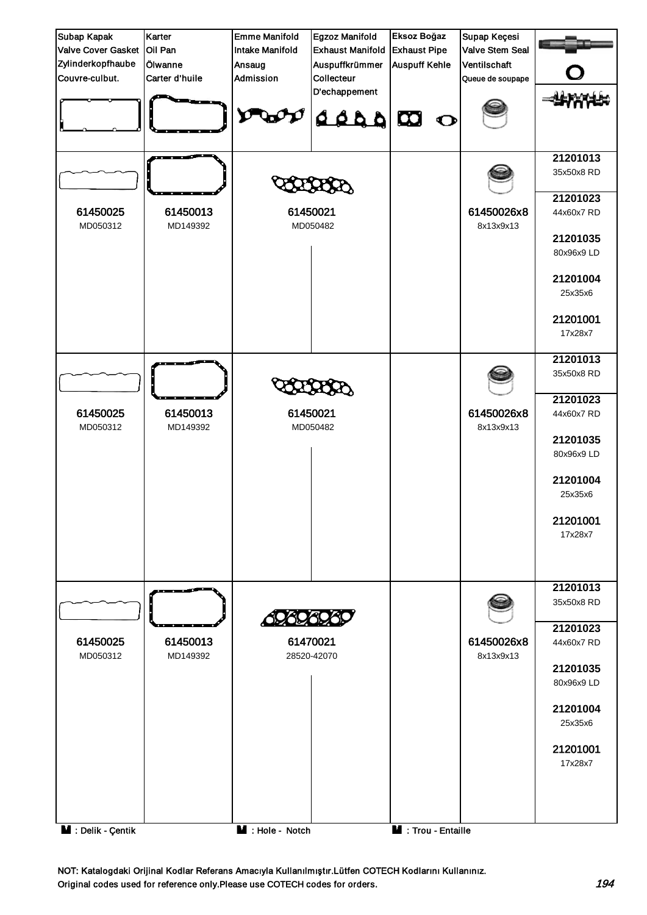| Subap Kapak<br>Valve Cover Gasket<br>Zylinderkopfhaube<br>Couvre-culbut. | Karter<br>Oil Pan<br>Ölwanne<br>Carter d'huile | Emme Manifold<br>Intake Manifold<br>Ansaug<br>Admission | Egzoz Manifold<br>Exhaust Manifold<br>Auspuffkrümmer<br>Collecteur<br>D'echappement | Eksoz Boğaz<br>Exhaust Pipe<br>Auspuff Kehle | Supap Keçesi<br>Valve Stem Seal<br>Ventilschaft<br>Queue de soupape | |
|---|---|---|---|---|---|---|
| 61450025<br>MD050312 | 61450013<br>MD149392 | 61450021<br>MD050482 | | | 61450026x8<br>8x13x9x13 | 21201013<br>35x50x8 RD<br>21201023<br>44x60x7 RD<br>21201035<br>80x96x9 LD<br>21201004<br>25x35x6<br>21201001<br>17x28x7 |
| 61450025<br>MD050312 | 61450013<br>MD149392 | 61450021<br>MD050482 | | | 61450026x8<br>8x13x9x13 | 21201013<br>35x50x8 RD<br>21201023<br>44x60x7 RD<br>21201035<br>80x96x9 LD<br>21201004<br>25x35x6<br>21201001<br>17x28x7 |
| 61450025<br>MD050312 | 61450013<br>MD149392 | 61470021<br>28520-42070 | | | 61450026x8<br>8x13x9x13 | 21201013<br>35x50x8 RD<br>21201023<br>44x60x7 RD<br>21201035<br>80x96x9 LD<br>21201004<br>25x35x6<br>21201001<br>17x28x7 |

M : Delik - Çentik    M : Hole - Notch    M : Trou - Entaille

NOT: Katalogdaki Orijinal Kodlar Referans Amacıyla Kullanılmıştır.Lütfen COTECH Kodlarını Kullanınız.
Original codes used for reference only.Please use COTECH codes for orders.